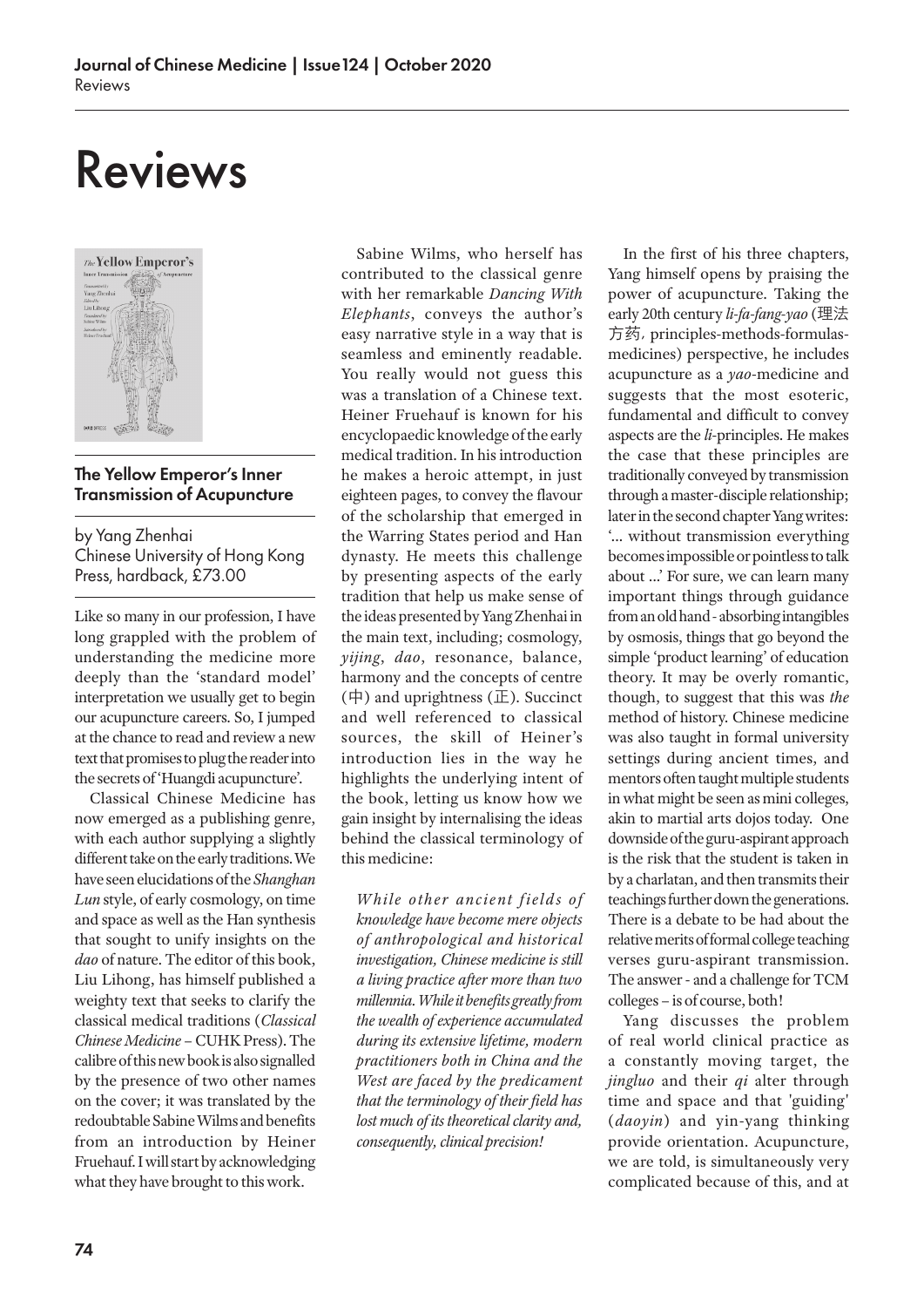# Reviews

### The Yellow Emperor's Inner Transmission of Acupuncture

by Yang Zhenhai
Chinese University of Hong Kong Press, hardback, £73.00

Like so many in our profession, I have long grappled with the problem of understanding the medicine more deeply than the 'standard model' interpretation we usually get to begin our acupuncture careers. So, I jumped at the chance to read and review a new text that promises to plug the reader into the secrets of 'Huangdi acupuncture'.

Classical Chinese Medicine has now emerged as a publishing genre, with each author supplying a slightly different take on the early traditions. We have seen elucidations of the *Shanghan Lun* style, of early cosmology, on time and space as well as the Han synthesis that sought to unify insights on the *dao* of nature. The editor of this book, Liu Lihong, has himself published a weighty text that seeks to clarify the classical medical traditions (*Classical Chinese Medicine* – CUHK Press). The calibre of this new book is also signalled by the presence of two other names on the cover; it was translated by the redoubtable Sabine Wilms and benefits from an introduction by Heiner Fruehauf. I will start by acknowledging what they have brought to this work.

Sabine Wilms, who herself has contributed to the classical genre with her remarkable *Dancing With Elephants*, conveys the author's easy narrative style in a way that is seamless and eminently readable. You really would not guess this was a translation of a Chinese text. Heiner Fruehauf is known for his encyclopaedic knowledge of the early medical tradition. In his introduction he makes a heroic attempt, in just eighteen pages, to convey the flavour of the scholarship that emerged in the Warring States period and Han dynasty. He meets this challenge by presenting aspects of the early tradition that help us make sense of the ideas presented by Yang Zhenhai in the main text, including; cosmology, *yijing*, *dao*, resonance, balance, harmony and the concepts of centre (中) and uprightness (正). Succinct and well referenced to classical sources, the skill of Heiner's introduction lies in the way he highlights the underlying intent of the book, letting us know how we gain insight by internalising the ideas behind the classical terminology of this medicine:

> *While other ancient fields of knowledge have become mere objects of anthropological and historical investigation, Chinese medicine is still a living practice after more than two millennia. While it benefits greatly from the wealth of experience accumulated during its extensive lifetime, modern practitioners both in China and the West are faced by the predicament that the terminology of their field has lost much of its theoretical clarity and, consequently, clinical precision!*

In the first of his three chapters, Yang himself opens by praising the power of acupuncture. Taking the early 20th century *li-fa-fang-yao* (理法方药, principles-methods-formulas-medicines) perspective, he includes acupuncture as a *yao*-medicine and suggests that the most esoteric, fundamental and difficult to convey aspects are the *li*-principles. He makes the case that these principles are traditionally conveyed by transmission through a master-disciple relationship; later in the second chapter Yang writes: '... without transmission everything becomes impossible or pointless to talk about ...' For sure, we can learn many important things through guidance from an old hand - absorbing intangibles by osmosis, things that go beyond the simple 'product learning' of education theory. It may be overly romantic, though, to suggest that this was *the* method of history. Chinese medicine was also taught in formal university settings during ancient times, and mentors often taught multiple students in what might be seen as mini colleges, akin to martial arts dojos today. One downside of the guru-aspirant approach is the risk that the student is taken in by a charlatan, and then transmits their teachings further down the generations. There is a debate to be had about the relative merits of formal college teaching verses guru-aspirant transmission. The answer - and a challenge for TCM colleges – is of course, both!

Yang discusses the problem of real world clinical practice as a constantly moving target, the *jingluo* and their *qi* alter through time and space and that 'guiding' (*daoyin*) and yin-yang thinking provide orientation. Acupuncture, we are told, is simultaneously very complicated because of this, and at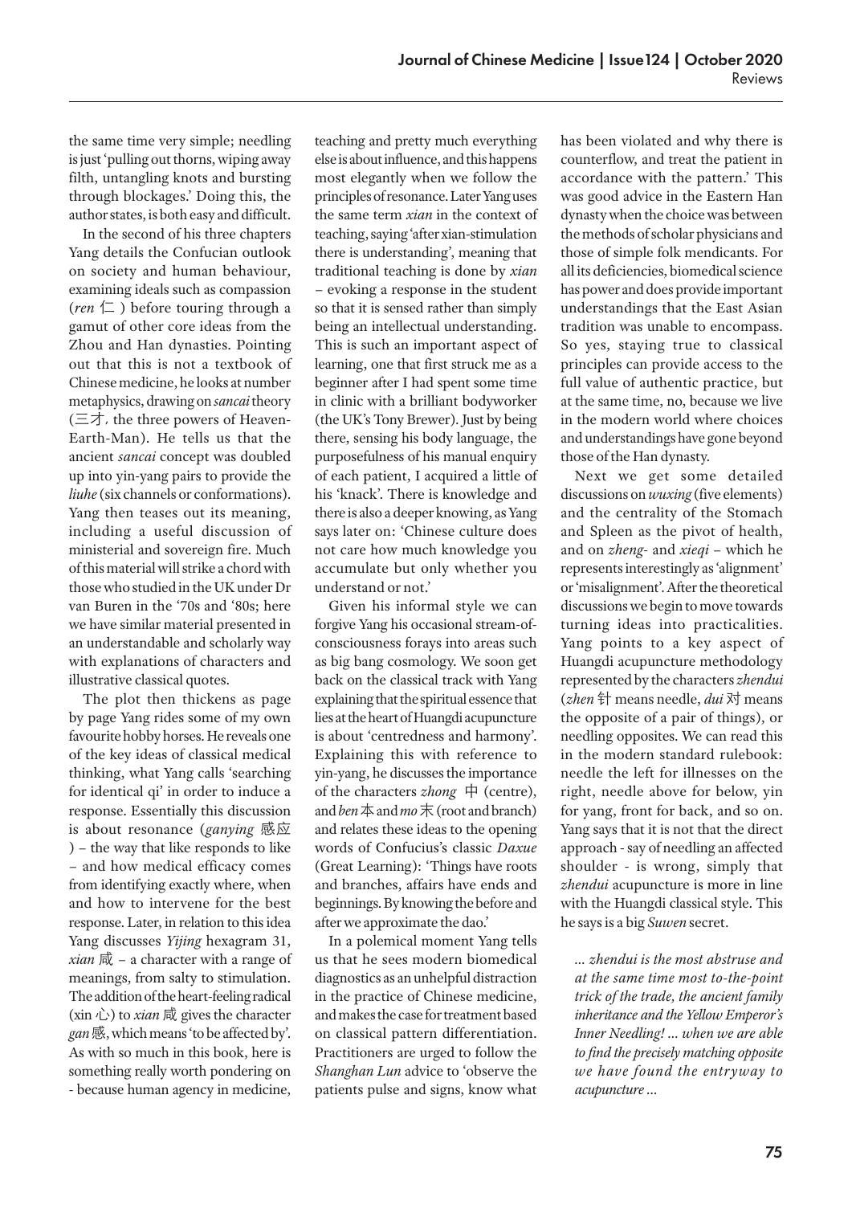the same time very simple; needling is just 'pulling out thorns, wiping away filth, untangling knots and bursting through blockages.' Doing this, the author states, is both easy and difficult.

In the second of his three chapters Yang details the Confucian outlook on society and human behaviour, examining ideals such as compassion (*ren* 仁 ) before touring through a gamut of other core ideas from the Zhou and Han dynasties. Pointing out that this is not a textbook of Chinese medicine, he looks at number metaphysics, drawing on *sancai* theory (三才, the three powers of Heaven-Earth-Man). He tells us that the ancient *sancai* concept was doubled up into yin-yang pairs to provide the *liuhe* (six channels or conformations). Yang then teases out its meaning, including a useful discussion of ministerial and sovereign fire. Much of this material will strike a chord with those who studied in the UK under Dr van Buren in the '70s and '80s; here we have similar material presented in an understandable and scholarly way with explanations of characters and illustrative classical quotes.

The plot then thickens as page by page Yang rides some of my own favourite hobby horses. He reveals one of the key ideas of classical medical thinking, what Yang calls 'searching for identical qi' in order to induce a response. Essentially this discussion is about resonance (*ganying* 感应 ) – the way that like responds to like – and how medical efficacy comes from identifying exactly where, when and how to intervene for the best response. Later, in relation to this idea Yang discusses *Yijing* hexagram 31, *xian* 咸 – a character with a range of meanings, from salty to stimulation. The addition of the heart-feeling radical (xin 心) to *xian* 咸 gives the character *gan* 感, which means 'to be affected by'. As with so much in this book, here is something really worth pondering on - because human agency in medicine, teaching and pretty much everything else is about influence, and this happens most elegantly when we follow the principles of resonance. Later Yang uses the same term *xian* in the context of teaching, saying 'after xian-stimulation there is understanding', meaning that traditional teaching is done by *xian* – evoking a response in the student so that it is sensed rather than simply being an intellectual understanding. This is such an important aspect of learning, one that first struck me as a beginner after I had spent some time in clinic with a brilliant bodyworker (the UK's Tony Brewer). Just by being there, sensing his body language, the purposefulness of his manual enquiry of each patient, I acquired a little of his 'knack'. There is knowledge and there is also a deeper knowing, as Yang says later on: 'Chinese culture does not care how much knowledge you accumulate but only whether you understand or not.'

Given his informal style we can forgive Yang his occasional stream-of-consciousness forays into areas such as big bang cosmology. We soon get back on the classical track with Yang explaining that the spiritual essence that lies at the heart of Huangdi acupuncture is about 'centredness and harmony'. Explaining this with reference to yin-yang, he discusses the importance of the characters *zhong* 中 (centre), and *ben* 本 and *mo* 末 (root and branch) and relates these ideas to the opening words of Confucius's classic *Daxue* (Great Learning): 'Things have roots and branches, affairs have ends and beginnings. By knowing the before and after we approximate the dao.'

In a polemical moment Yang tells us that he sees modern biomedical diagnostics as an unhelpful distraction in the practice of Chinese medicine, and makes the case for treatment based on classical pattern differentiation. Practitioners are urged to follow the *Shanghan Lun* advice to 'observe the patients pulse and signs, know what has been violated and why there is counterflow, and treat the patient in accordance with the pattern.' This was good advice in the Eastern Han dynasty when the choice was between the methods of scholar physicians and those of simple folk mendicants. For all its deficiencies, biomedical science has power and does provide important understandings that the East Asian tradition was unable to encompass. So yes, staying true to classical principles can provide access to the full value of authentic practice, but at the same time, no, because we live in the modern world where choices and understandings have gone beyond those of the Han dynasty.

Next we get some detailed discussions on *wuxing* (five elements) and the centrality of the Stomach and Spleen as the pivot of health, and on *zheng-* and *xieqi* – which he represents interestingly as 'alignment' or 'misalignment'. After the theoretical discussions we begin to move towards turning ideas into practicalities. Yang points to a key aspect of Huangdi acupuncture methodology represented by the characters *zhendui* (*zhen* 针 means needle, *dui* 对 means the opposite of a pair of things), or needling opposites. We can read this in the modern standard rulebook: needle the left for illnesses on the right, needle above for below, yin for yang, front for back, and so on. Yang says that it is not that the direct approach - say of needling an affected shoulder - is wrong, simply that *zhendui* acupuncture is more in line with the Huangdi classical style. This he says is a big *Suwen* secret.

> *... zhendui is the most abstruse and at the same time most to-the-point trick of the trade, the ancient family inheritance and the Yellow Emperor's Inner Needling! ... when we are able to find the precisely matching opposite we have found the entryway to acupuncture ...*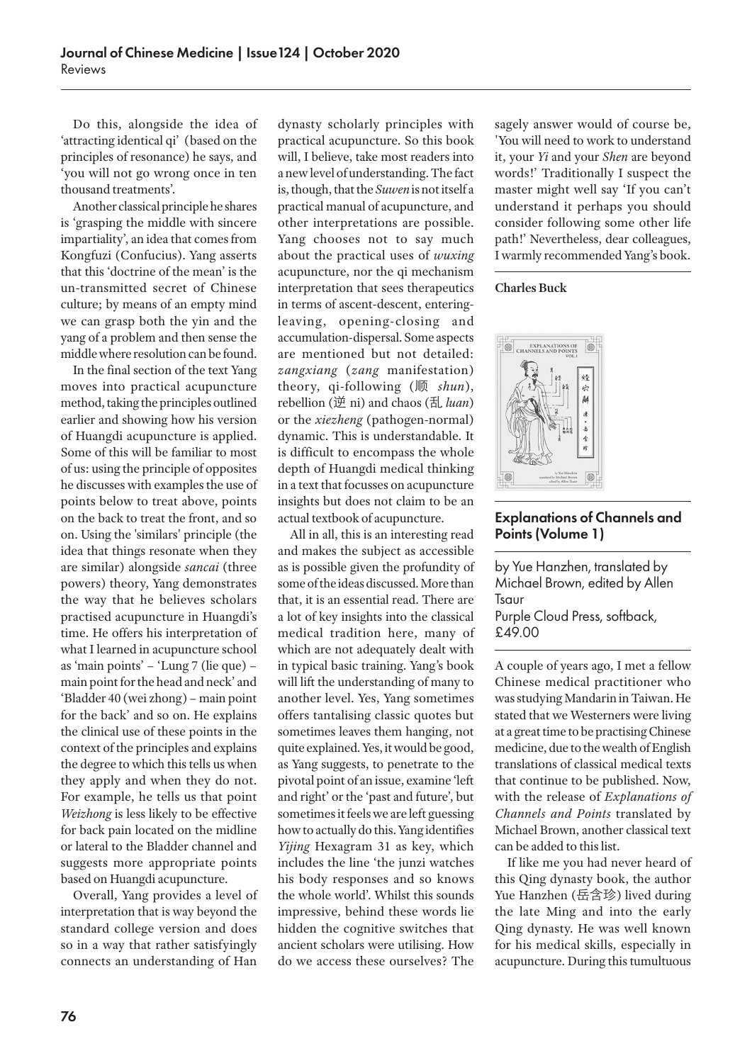Do this, alongside the idea of 'attracting identical qi' (based on the principles of resonance) he says, and 'you will not go wrong once in ten thousand treatments'.

Another classical principle he shares is 'grasping the middle with sincere impartiality', an idea that comes from Kongfuzi (Confucius). Yang asserts that this 'doctrine of the mean' is the un-transmitted secret of Chinese culture; by means of an empty mind we can grasp both the yin and the yang of a problem and then sense the middle where resolution can be found.

In the final section of the text Yang moves into practical acupuncture method, taking the principles outlined earlier and showing how his version of Huangdi acupuncture is applied. Some of this will be familiar to most of us: using the principle of opposites he discusses with examples the use of points below to treat above, points on the back to treat the front, and so on. Using the 'similars' principle (the idea that things resonate when they are similar) alongside *sancai* (three powers) theory, Yang demonstrates the way that he believes scholars practised acupuncture in Huangdi's time. He offers his interpretation of what I learned in acupuncture school as 'main points' – 'Lung 7 (lie que) – main point for the head and neck' and 'Bladder 40 (wei zhong) – main point for the back' and so on. He explains the clinical use of these points in the context of the principles and explains the degree to which this tells us when they apply and when they do not. For example, he tells us that point *Weizhong* is less likely to be effective for back pain located on the midline or lateral to the Bladder channel and suggests more appropriate points based on Huangdi acupuncture.

Overall, Yang provides a level of interpretation that is way beyond the standard college version and does so in a way that rather satisfyingly connects an understanding of Han dynasty scholarly principles with practical acupuncture. So this book will, I believe, take most readers into a new level of understanding. The fact is, though, that the *Suwen* is not itself a practical manual of acupuncture, and other interpretations are possible. Yang chooses not to say much about the practical uses of *wuxing* acupuncture, nor the qi mechanism interpretation that sees therapeutics in terms of ascent-descent, entering-leaving, opening-closing and accumulation-dispersal. Some aspects are mentioned but not detailed: *zangxiang* (*zang* manifestation) theory, qi-following (顺 *shun*), rebellion (逆 ni) and chaos (乱 *luan*) or the *xiezheng* (pathogen-normal) dynamic. This is understandable. It is difficult to encompass the whole depth of Huangdi medical thinking in a text that focusses on acupuncture insights but does not claim to be an actual textbook of acupuncture.

All in all, this is an interesting read and makes the subject as accessible as is possible given the profundity of some of the ideas discussed. More than that, it is an essential read. There are a lot of key insights into the classical medical tradition here, many of which are not adequately dealt with in typical basic training. Yang's book will lift the understanding of many to another level. Yes, Yang sometimes offers tantalising classic quotes but sometimes leaves them hanging, not quite explained. Yes, it would be good, as Yang suggests, to penetrate to the pivotal point of an issue, examine 'left and right' or the 'past and future', but sometimes it feels we are left guessing how to actually do this. Yang identifies *Yijing* Hexagram 31 as key, which includes the line 'the junzi watches his body responses and so knows the whole world'. Whilst this sounds impressive, behind these words lie hidden the cognitive switches that ancient scholars were utilising. How do we access these ourselves? The sagely answer would of course be, 'You will need to work to understand it, your *Yi* and your *Shen* are beyond words!' Traditionally I suspect the master might well say 'If you can't understand it perhaps you should consider following some other life path!' Nevertheless, dear colleagues, I warmly recommended Yang's book.

**Charles Buck**

## Explanations of Channels and Points (Volume 1)

by Yue Hanzhen, translated by Michael Brown, edited by Allen Tsaur
Purple Cloud Press, softback, £49.00

A couple of years ago, I met a fellow Chinese medical practitioner who was studying Mandarin in Taiwan. He stated that we Westerners were living at a great time to be practising Chinese medicine, due to the wealth of English translations of classical medical texts that continue to be published. Now, with the release of *Explanations of Channels and Points* translated by Michael Brown, another classical text can be added to this list.

If like me you had never heard of this Qing dynasty book, the author Yue Hanzhen (岳含珍) lived during the late Ming and into the early Qing dynasty. He was well known for his medical skills, especially in acupuncture. During this tumultuous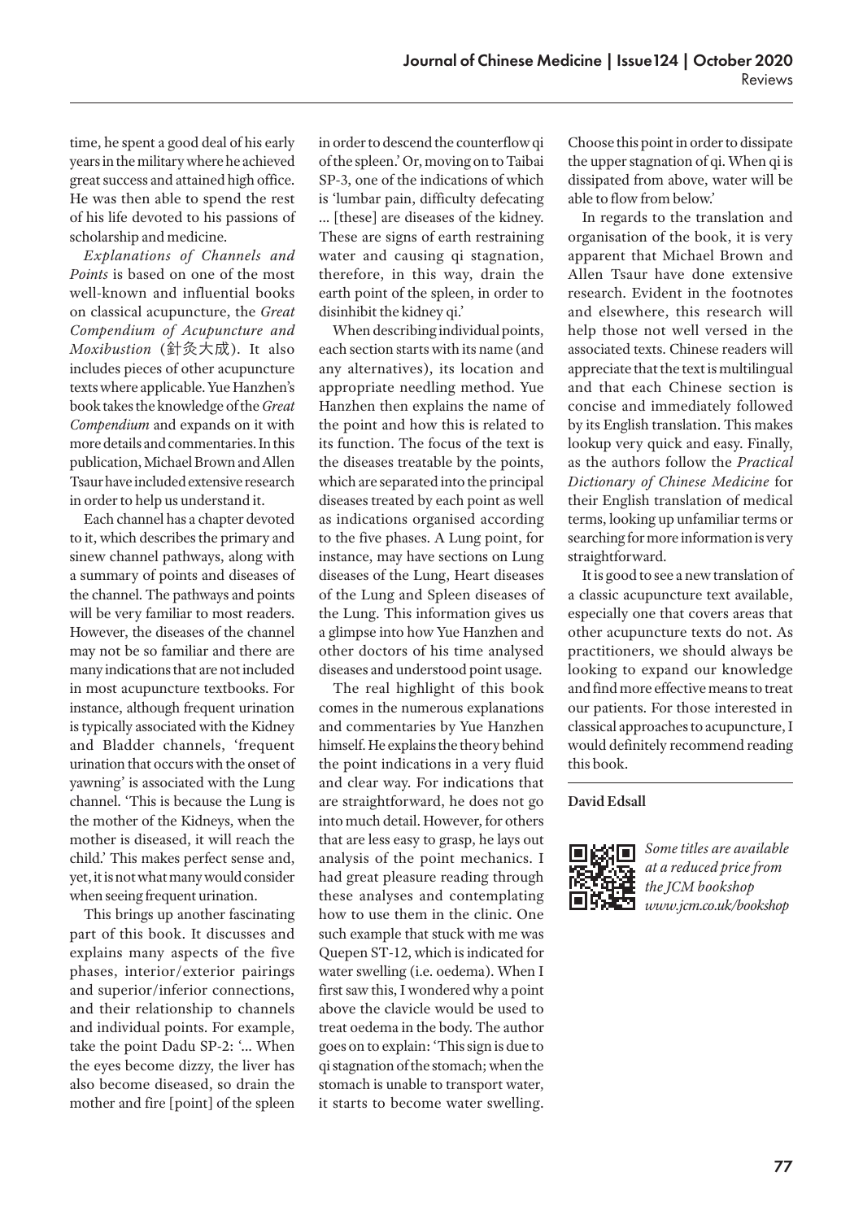time, he spent a good deal of his early years in the military where he achieved great success and attained high office. He was then able to spend the rest of his life devoted to his passions of scholarship and medicine.

*Explanations of Channels and Points* is based on one of the most well-known and influential books on classical acupuncture, the *Great Compendium of Acupuncture and Moxibustion* (針灸大成). It also includes pieces of other acupuncture texts where applicable. Yue Hanzhen's book takes the knowledge of the *Great Compendium* and expands on it with more details and commentaries. In this publication, Michael Brown and Allen Tsaur have included extensive research in order to help us understand it.

Each channel has a chapter devoted to it, which describes the primary and sinew channel pathways, along with a summary of points and diseases of the channel. The pathways and points will be very familiar to most readers. However, the diseases of the channel may not be so familiar and there are many indications that are not included in most acupuncture textbooks. For instance, although frequent urination is typically associated with the Kidney and Bladder channels, 'frequent urination that occurs with the onset of yawning' is associated with the Lung channel. 'This is because the Lung is the mother of the Kidneys, when the mother is diseased, it will reach the child.' This makes perfect sense and, yet, it is not what many would consider when seeing frequent urination.

This brings up another fascinating part of this book. It discusses and explains many aspects of the five phases, interior/exterior pairings and superior/inferior connections, and their relationship to channels and individual points. For example, take the point Dadu SP-2: '... When the eyes become dizzy, the liver has also become diseased, so drain the mother and fire [point] of the spleen in order to descend the counterflow qi of the spleen.' Or, moving on to Taibai SP-3, one of the indications of which is 'lumbar pain, difficulty defecating ... [these] are diseases of the kidney. These are signs of earth restraining water and causing qi stagnation, therefore, in this way, drain the earth point of the spleen, in order to disinhibit the kidney qi.'

When describing individual points, each section starts with its name (and any alternatives), its location and appropriate needling method. Yue Hanzhen then explains the name of the point and how this is related to its function. The focus of the text is the diseases treatable by the points, which are separated into the principal diseases treated by each point as well as indications organised according to the five phases. A Lung point, for instance, may have sections on Lung diseases of the Lung, Heart diseases of the Lung and Spleen diseases of the Lung. This information gives us a glimpse into how Yue Hanzhen and other doctors of his time analysed diseases and understood point usage.

The real highlight of this book comes in the numerous explanations and commentaries by Yue Hanzhen himself. He explains the theory behind the point indications in a very fluid and clear way. For indications that are straightforward, he does not go into much detail. However, for others that are less easy to grasp, he lays out analysis of the point mechanics. I had great pleasure reading through these analyses and contemplating how to use them in the clinic. One such example that stuck with me was Quepen ST-12, which is indicated for water swelling (i.e. oedema). When I first saw this, I wondered why a point above the clavicle would be used to treat oedema in the body. The author goes on to explain: 'This sign is due to qi stagnation of the stomach; when the stomach is unable to transport water, it starts to become water swelling. Choose this point in order to dissipate the upper stagnation of qi. When qi is dissipated from above, water will be able to flow from below.'

In regards to the translation and organisation of the book, it is very apparent that Michael Brown and Allen Tsaur have done extensive research. Evident in the footnotes and elsewhere, this research will help those not well versed in the associated texts. Chinese readers will appreciate that the text is multilingual and that each Chinese section is concise and immediately followed by its English translation. This makes lookup very quick and easy. Finally, as the authors follow the *Practical Dictionary of Chinese Medicine* for their English translation of medical terms, looking up unfamiliar terms or searching for more information is very straightforward.

It is good to see a new translation of a classic acupuncture text available, especially one that covers areas that other acupuncture texts do not. As practitioners, we should always be looking to expand our knowledge and find more effective means to treat our patients. For those interested in classical approaches to acupuncture, I would definitely recommend reading this book.

**David Edsall**

*Some titles are available at a reduced price from the JCM bookshop www.jcm.co.uk/bookshop*